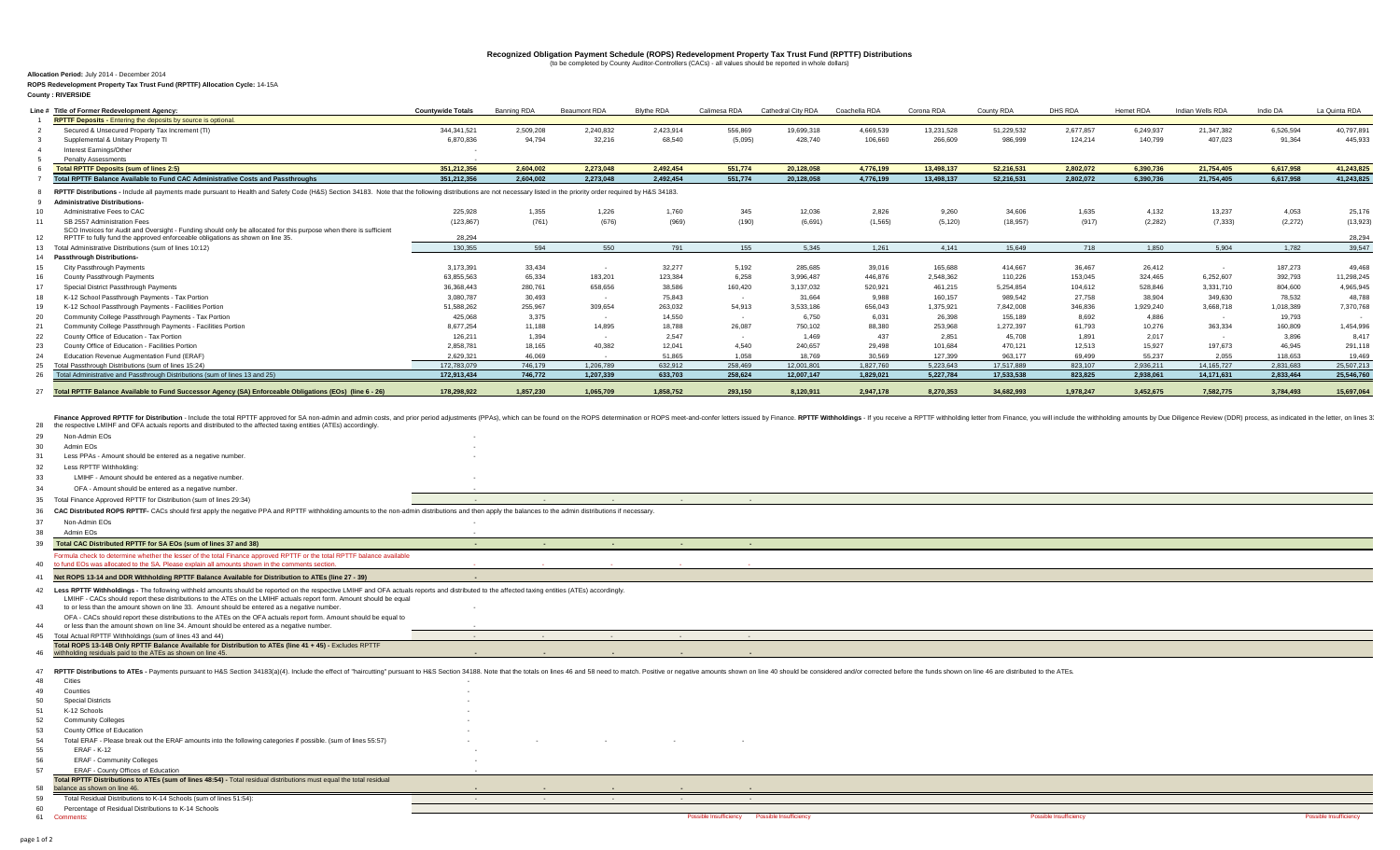# Recognized Obligation Payment Schedule (ROPS) Redevelopment Property Tax Trust Fund (RPTTF) Distributions

(to be completed by County Auditor-Controllers (CACs) - all values should be reported in whole dollars)

**Allocation Period:** July 2014 - December 2014

**ROPS Redevelopment Property Tax Trust Fund (RPTTF) Allocation Cycle:** 14-15A

**County : RIVERSIDE**

| Line # | Title of Former Redevelopment Agency: | Countywide Totals | Banning RDA | Beaumont RDA | Blythe RDA | Calimesa RDA | Cathedral City RDA | Coachella RDA | Corona RDA | County RDA | DHS RDA | Hemet RDA | Indian Wells RDA | Indio DA | La Quinta RDA |
|---|---|---|---|---|---|---|---|---|---|---|---|---|---|---|---|
| 1 | **RPTTF Deposits** - Entering the deposits by source is optional. | | | | | | | | | | | | | | |
| 2 | Secured & Unsecured Property Tax Increment (TI) | 344,341,521 | 2,509,208 | 2,240,832 | 2,423,914 | 556,869 | 19,699,318 | 4,669,539 | 13,231,528 | 51,229,532 | 2,677,857 | 6,249,937 | 21,347,382 | 6,526,594 | 40,797,891 |
| 3 | Supplemental & Unitary Property TI | 6,870,836 | 94,794 | 32,216 | 68,540 | (5,095) | 428,740 | 106,660 | 266,609 | 986,999 | 124,214 | 140,799 | 407,023 | 91,364 | 445,933 |
| 4 | Interest Earnings/Other | - | | | | | | | | | | | | | |
| 5 | Penalty Assessments | - | | | | | | | | | | | | | |
| 6 | **Total RPTTF Deposits (sum of lines 2:5)** | **351,212,356** | **2,604,002** | **2,273,048** | **2,492,454** | **551,774** | **20,128,058** | **4,776,199** | **13,498,137** | **52,216,531** | **2,802,072** | **6,390,736** | **21,754,405** | **6,617,958** | **41,243,825** |
| 7 | **Total RPTTF Balance Available to Fund CAC Administrative Costs and Passthroughs** | **351,212,356** | **2,604,002** | **2,273,048** | **2,492,454** | **551,774** | **20,128,058** | **4,776,199** | **13,498,137** | **52,216,531** | **2,802,072** | **6,390,736** | **21,754,405** | **6,617,958** | **41,243,825** |
| 8 | **RPTTF Distributions** - Include all payments made pursuant to Health and Safety Code (H&S) Section 34183. Note that the following distributions are not necessary listed in the priority order required by H&S 34183. | | | | | | | | | | | | | | |
| 9 | **Administrative Distributions-** | | | | | | | | | | | | | | |
| 10 | Administrative Fees to CAC | 225,928 | 1,355 | 1,226 | 1,760 | 345 | 12,036 | 2,826 | 9,260 | 34,606 | 1,635 | 4,132 | 13,237 | 4,053 | 25,176 |
| 11 | SB 2557 Administration Fees | (123,867) | (761) | (676) | (969) | (190) | (6,691) | (1,565) | (5,120) | (18,957) | (917) | (2,282) | (7,333) | (2,272) | (13,923) |
| 12 | SCO Invoices for Audit and Oversight - Funding should only be allocated for this purpose when there is sufficient RPTTF to fully fund the approved enforceable obligations as shown on line 35. | 28,294 | | | | | | | | | | | | | 28,294 |
| 13 | Total Administrative Distributions (sum of lines 10:12) | 130,355 | 594 | 550 | 791 | 155 | 5,345 | 1,261 | 4,141 | 15,649 | 718 | 1,850 | 5,904 | 1,782 | 39,547 |
| 14 | **Passthrough Distributions-** | | | | | | | | | | | | | | |
| 15 | City Passthrough Payments | 3,173,391 | 33,434 | - | 32,277 | 5,192 | 285,685 | 39,016 | 165,688 | 414,667 | 36,467 | 26,412 | - | 187,273 | 49,468 |
| 16 | County Passthrough Payments | 63,855,563 | 65,334 | 183,201 | 123,384 | 6,258 | 3,996,487 | 446,876 | 2,548,362 | 110,226 | 153,045 | 324,465 | 6,252,607 | 392,793 | 11,298,245 |
| 17 | Special District Passthrough Payments | 36,368,443 | 280,761 | 658,656 | 38,586 | 160,420 | 3,137,032 | 520,921 | 461,215 | 5,254,854 | 104,612 | 528,846 | 3,331,710 | 804,600 | 4,965,945 |
| 18 | K-12 School Passthrough Payments - Tax Portion | 3,080,787 | 30,493 | - | 75,843 | - | 31,664 | 9,988 | 160,157 | 989,542 | 27,758 | 38,904 | 349,630 | 78,532 | 48,788 |
| 19 | K-12 School Passthrough Payments - Facilities Portion | 51,588,262 | 255,967 | 309,654 | 263,032 | 54,913 | 3,533,186 | 656,043 | 1,375,921 | 7,842,008 | 346,836 | 1,929,240 | 3,668,718 | 1,018,389 | 7,370,768 |
| 20 | Community College Passthrough Payments - Tax Portion | 425,068 | 3,375 | - | 14,550 | - | 6,750 | 6,031 | 26,398 | 155,189 | 8,692 | 4,886 | - | 19,793 | - |
| 21 | Community College Passthrough Payments - Facilities Portion | 8,677,254 | 11,188 | 14,895 | 18,788 | 26,087 | 750,102 | 88,380 | 253,968 | 1,272,397 | 61,793 | 10,276 | 363,334 | 160,809 | 1,454,996 |
| 22 | County Office of Education - Tax Portion | 126,211 | 1,394 | - | 2,547 | - | 1,469 | 437 | 2,851 | 45,708 | 1,891 | 2,017 | - | 3,896 | 8,417 |
| 23 | County Office of Education - Facilities Portion | 2,858,781 | 18,165 | 40,382 | 12,041 | 4,540 | 240,657 | 29,498 | 101,684 | 470,121 | 12,513 | 15,927 | 197,673 | 46,945 | 291,118 |
| 24 | Education Revenue Augmentation Fund (ERAF) | 2,629,321 | 46,069 | - | 51,865 | 1,058 | 18,769 | 30,569 | 127,399 | 963,177 | 69,499 | 55,237 | 2,055 | 118,653 | 19,469 |
| 25 | Total Passthrough Distributions (sum of lines 15:24) | 172,783,079 | 746,179 | 1,206,789 | 632,912 | 258,469 | 12,001,801 | 1,827,760 | 5,223,643 | 17,517,889 | 823,107 | 2,936,211 | 14,165,727 | 2,831,683 | 25,507,213 |
| 26 | Total Administrative and Passthrough Distributions (sum of lines 13 and 25) | 172,913,434 | 746,772 | 1,207,339 | 633,703 | 258,624 | 12,007,147 | 1,829,021 | 5,227,784 | 17,533,538 | 823,825 | 2,938,061 | 14,171,631 | 2,833,464 | 25,546,760 |
| 27 | **Total RPTTF Balance Available to Fund Successor Agency (SA) Enforceable Obligations (EOs) (line 6 - 26)** | **178,298,922** | **1,857,230** | **1,065,709** | **1,858,752** | **293,150** | **8,120,911** | **2,947,178** | **8,270,353** | **34,682,993** | **1,978,247** | **3,452,675** | **7,582,775** | **3,784,493** | **15,697,064** |
| 28 | **Finance Approved RPTTF for Distribution** - Include the total RPTTF approved for SA non-admin and admin costs, and prior period adjustments (PPAs), which can be found on the ROPS determination or ROPS meet-and-confer letters issued by Finance. **RPTTF Withholdings** - If you receive a RPTTF withholding letter from Finance, you will include the withholding amounts by Due Diligence Review (DDR) process, as indicated in the letter, on lines 33 the respective LMIHF and OFA actuals reports and distributed to the affected taxing entities (ATEs) accordingly. | | | | | | | | | | | | | | |
| 29 | Non-Admin EOs | - | | | | | | | | | | | | | |
| 30 | Admin EOs | - | | | | | | | | | | | | | |
| 31 | Less PPAs - Amount should be entered as a negative number. | - | | | | | | | | | | | | | |
| 32 | Less RPTTF Withholding: | | | | | | | | | | | | | | |
| 33 | LMIHF - Amount should be entered as a negative number. | - | | | | | | | | | | | | | |
| 34 | OFA - Amount should be entered as a negative number. | - | | | | | | | | | | | | | |
| 35 | Total Finance Approved RPTTF for Distribution (sum of lines 29:34) | - | - | - | - | - | | | | | | | | | |
| 36 | **CAC Distributed ROPS RPTTF**- CACs should first apply the negative PPA and RPTTF withholding amounts to the non-admin distributions and then apply the balances to the admin distributions if necessary. | | | | | | | | | | | | | | |
| 37 | Non-Admin EOs | - | | | | | | | | | | | | | |
| 38 | Admin EOs | - | | | | | | | | | | | | | |
| 39 | **Total CAC Distributed RPTTF for SA EOs (sum of lines 37 and 38)** | **-** | **-** | **-** | **-** | **-** | | | | | | | | | |
| 40 | Formula check to determine whether the lesser of the total Finance approved RPTTF or the total RPTTF balance available to fund EOs was allocated to the SA. Please explain all amounts shown in the comments section. | - | - | - | - | - | | | | | | | | | |
| 41 | **Net ROPS 13-14 and DDR Withholding RPTTF Balance Available for Distribution to ATEs (line 27 - 39)** | **-** | | | | | | | | | | | | | |
| 42 | **Less RPTTF Withholdings** - The following withheld amounts should be reported on the respective LMIHF and OFA actuals reports and distributed to the affected taxing entities (ATEs) accordingly. | | | | | | | | | | | | | | |
| 43 | LMIHF - CACs should report these distributions to the ATEs on the LMIHF actuals report form. Amount should be equal to or less than the amount shown on line 33. Amount should be entered as a negative number. | - | | | | | | | | | | | | | |
| 44 | OFA - CACs should report these distributions to the ATEs on the OFA actuals report form. Amount should be equal to or less than the amount shown on line 34. Amount should be entered as a negative number. | - | | | | | | | | | | | | | |
| 45 | Total Actual RPTTF Withholdings (sum of lines 43 and 44) | - | - | - | - | - | | | | | | | | | |
| 46 | **Total ROPS 13-14B Only RPTTF Balance Available for Distribution to ATEs (line 41 + 45)** - Excludes RPTTF withholding residuals paid to the ATEs as shown on line 45. | **-** | **-** | **-** | **-** | **-** | | | | | | | | | |
| 47 | **RPTTF Distributions to ATEs** - Payments pursuant to H&S Section 34183(a)(4). Include the effect of "haircutting" pursuant to H&S Section 34188. Note that the totals on lines 46 and 58 need to match. Positive or negative amounts shown on line 40 should be considered and/or corrected before the funds shown on line 46 are distributed to the ATEs. | | | | | | | | | | | | | | |
| 48 | Cities | - | | | | | | | | | | | | | |
| 49 | Counties | - | | | | | | | | | | | | | |
| 50 | Special Districts | - | | | | | | | | | | | | | |
| 51 | K-12 Schools | - | | | | | | | | | | | | | |
| 52 | Community Colleges | - | | | | | | | | | | | | | |
| 53 | County Office of Education | - | | | | | | | | | | | | | |
| 54 | Total ERAF - Please break out the ERAF amounts into the following categories if possible. (sum of lines 55:57) | - | - | - | - | - | | | | | | | | | |
| 55 | ERAF - K-12 | - | | | | | | | | | | | | | |
| 56 | ERAF - Community Colleges | - | | | | | | | | | | | | | |
| 57 | ERAF - County Offices of Education | - | | | | | | | | | | | | | |
| 58 | **Total RPTTF Distributions to ATEs (sum of lines 48:54)** - Total residual distributions must equal the total residual balance as shown on line 46. | **-** | **-** | **-** | **-** | **-** | | | | | | | | | |
| 59 | Total Residual Distributions to K-14 Schools (sum of lines 51:54): | - | - | - | - | - | | | | | | | | | |
| 60 | Percentage of Residual Distributions to K-14 Schools | | | | | | | | | | | | | | |
| 61 | Comments: | | | | | Possible Insufficiency | Possible Insufficiency | | | | Possible Insufficiency | | | | Possible Insufficiency |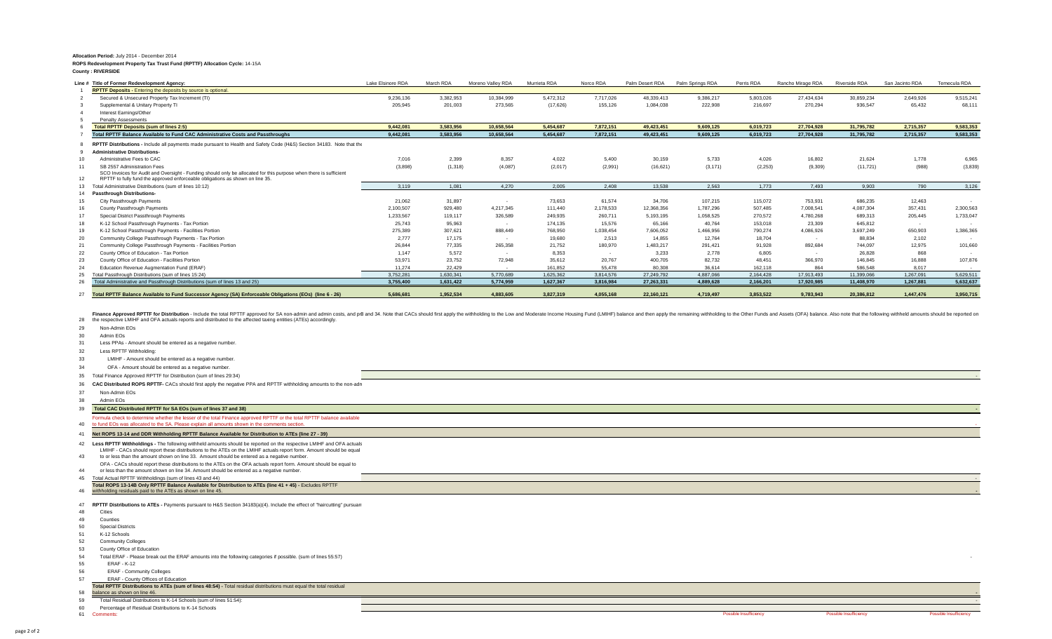**Allocation Period:** July 2014 - December 2014

**ROPS Redevelopment Property Tax Trust Fund (RPTTF) Allocation Cycle:** 14-15A

**County : RIVERSIDE**

| Line # | Title of Former Redevelopment Agency: | Lake Elsinore RDA | March RDA | Moreno Valley RDA | Murrieta RDA | Norco RDA | Palm Desert RDA | Palm Springs RDA | Perris RDA | Rancho Mirage RDA | Riverside RDA | San Jacinto RDA | Temecula RDA |
|---|---|---|---|---|---|---|---|---|---|---|---|---|---|
| 1 | **RPTTF Deposits -** Entering the deposits by source is optional. | | | | | | | | | | | | |
| 2 | Secured & Unsecured Property Tax Increment (TI) | 9,236,136 | 3,382,953 | 10,384,999 | 5,472,312 | 7,717,026 | 48,339,413 | 9,386,217 | 5,803,026 | 27,434,634 | 30,859,234 | 2,649,926 | 9,515,241 |
| 3 | Supplemental & Unitary Property TI | 205,945 | 201,003 | 273,565 | (17,626) | 155,126 | 1,084,038 | 222,908 | 216,697 | 270,294 | 936,547 | 65,432 | 68,111 |
| 4 | Interest Earnings/Other | | | | | | | | | | | | |
| 5 | Penalty Assessments | | | | | | | | | | | | |
| 6 | **Total RPTTF Deposits (sum of lines 2:5)** | **9,442,081** | **3,583,956** | **10,658,564** | **5,454,687** | **7,872,151** | **49,423,451** | **9,609,125** | **6,019,723** | **27,704,928** | **31,795,782** | **2,715,357** | **9,583,353** |
| 7 | **Total RPTTF Balance Available to Fund CAC Administrative Costs and Passthroughs** | **9,442,081** | **3,583,956** | **10,658,564** | **5,454,687** | **7,872,151** | **49,423,451** | **9,609,125** | **6,019,723** | **27,704,928** | **31,795,782** | **2,715,357** | **9,583,353** |
| 8 | **RPTTF Distributions -** Include all payments made pursuant to Health and Safety Code (H&S) Section 34183. Note that the | | | | | | | | | | | | |
| 9 | **Administrative Distributions-** | | | | | | | | | | | | |
| 10 | Administrative Fees to CAC | 7,016 | 2,399 | 8,357 | 4,022 | 5,400 | 30,159 | 5,733 | 4,026 | 16,802 | 21,624 | 1,778 | 6,965 |
| 11 | SB 2557 Administration Fees | (3,898) | (1,318) | (4,087) | (2,017) | (2,991) | (16,621) | (3,171) | (2,253) | (9,309) | (11,721) | (988) | (3,839) |
| 12 | SCO Invoices for Audit and Oversight - Funding should only be allocated for this purpose when there is sufficient RPTTF to fully fund the approved enforceable obligations as shown on line 35. | | | | | | | | | | | | |
| 13 | Total Administrative Distributions (sum of lines 10:12) | 3,119 | 1,081 | 4,270 | 2,005 | 2,408 | 13,538 | 2,563 | 1,773 | 7,493 | 9,903 | 790 | 3,126 |
| 14 | **Passthrough Distributions-** | | | | | | | | | | | | |
| 15 | City Passthrough Payments | 21,062 | 31,897 | - | 73,653 | 61,574 | 34,706 | 107,215 | 115,072 | 753,931 | 686,235 | 12,463 | - |
| 16 | County Passthrough Payments | 2,100,507 | 929,480 | 4,217,345 | 111,440 | 2,178,533 | 12,368,356 | 1,787,296 | 507,485 | 7,008,541 | 4,087,304 | 357,431 | 2,300,563 |
| 17 | Special District Passthrough Payments | 1,233,567 | 119,117 | 326,589 | 249,935 | 260,711 | 5,193,195 | 1,058,525 | 270,572 | 4,780,268 | 689,313 | 205,445 | 1,733,047 |
| 18 | K-12 School Passthrough Payments - Tax Portion | 25,743 | 95,963 | - | 174,135 | 15,576 | 65,166 | 40,764 | 153,018 | 23,309 | 645,812 | - | - |
| 19 | K-12 School Passthrough Payments - Facilities Portion | 275,389 | 307,621 | 888,449 | 768,950 | 1,038,454 | 7,606,052 | 1,466,956 | 790,274 | 4,086,926 | 3,697,249 | 650,903 | 1,386,365 |
| 20 | Community College Passthrough Payments - Tax Portion | 2,777 | 17,175 | - | 19,680 | 2,513 | 14,855 | 12,764 | 18,704 | - | 88,834 | 2,102 | - |
| 21 | Community College Passthrough Payments - Facilities Portion | 26,844 | 77,335 | 265,358 | 21,752 | 180,970 | 1,483,217 | 291,421 | 91,928 | 892,684 | 744,097 | 12,975 | 101,660 |
| 22 | County Office of Education - Tax Portion | 1,147 | 5,572 | - | 8,353 | - | 3,233 | 2,778 | 6,805 | - | 26,828 | 868 | - |
| 23 | County Office of Education - Facilities Portion | 53,971 | 23,752 | 72,948 | 35,612 | 20,767 | 400,705 | 82,732 | 48,451 | 366,970 | 146,845 | 16,888 | 107,876 |
| 24 | Education Revenue Augmentation Fund (ERAF) | 11,274 | 22,429 | - | 161,852 | 55,478 | 80,308 | 36,614 | 162,118 | 864 | 586,548 | 8,017 | - |
| 25 | Total Passthrough Distributions (sum of lines 15:24) | 3,752,281 | 1,630,341 | 5,770,689 | 1,625,362 | 3,814,576 | 27,249,792 | 4,887,066 | 2,164,428 | 17,913,493 | 11,399,066 | 1,267,091 | 5,629,511 |
| 26 | Total Administrative and Passthrough Distributions (sum of lines 13 and 25) | 3,755,400 | 1,631,422 | 5,774,959 | 1,627,367 | 3,816,984 | 27,263,331 | 4,889,628 | 2,166,201 | 17,920,985 | 11,408,970 | 1,267,881 | 5,632,637 |
| 27 | **Total RPTTF Balance Available to Fund Successor Agency (SA) Enforceable Obligations (EOs) (line 6 - 26)** | **5,686,681** | **1,952,534** | **4,883,605** | **3,827,319** | **4,055,168** | **22,160,121** | **4,719,497** | **3,853,522** | **9,783,943** | **20,386,812** | **1,447,476** | **3,950,715** |
| 28 | **Finance Approved RPTTF for Distribution** - Include the total RPTTF approved for SA non-admin and admin costs, and pr8 and 34. Note that CACs should first apply the withholding to the Low and Moderate Income Housing Fund (LMIHF) balance and then apply the remaining withholding to the Other Funds and Assets (OFA) balance. Also note that the following withheld amounts should be reported on the respective LMIHF and OFA actuals reports and distributed to the affected taxing entities (ATEs) accordingly. | | | | | | | | | | | | |
| 29 | Non-Admin EOs | | | | | | | | | | | | |
| 30 | Admin EOs | | | | | | | | | | | | |
| 31 | Less PPAs - Amount should be entered as a negative number. | | | | | | | | | | | | |
| 32 | Less RPTTF Withholding: | | | | | | | | | | | | |
| 33 | LMIHF - Amount should be entered as a negative number. | | | | | | | | | | | | |
| 34 | OFA - Amount should be entered as a negative number. | | | | | | | | | | | | |
| 35 | Total Finance Approved RPTTF for Distribution (sum of lines 29:34) | | | | | | | | | | | | - |
| 36 | **CAC Distributed ROPS RPTTF-** CACs should first apply the negative PPA and RPTTF withholding amounts to the non-adm | | | | | | | | | | | | |
| 37 | Non-Admin EOs | | | | | | | | | | | | |
| 38 | Admin EOs | | | | | | | | | | | | |
| 39 | **Total CAC Distributed RPTTF for SA EOs (sum of lines 37 and 38)** | | | | | | | | | | | | - |
| 40 | Formula check to determine whether the lesser of the total Finance approved RPTTF or the total RPTTF balance available to fund EOs was allocated to the SA. Please explain all amounts shown in the comments section. | | | | | | | | | | | | - |
| 41 | **Net ROPS 13-14 and DDR Withholding RPTTF Balance Available for Distribution to ATEs (line 27 - 39)** | | | | | | | | | | | | |
| 42 | **Less RPTTF Withholdings -** The following withheld amounts should be reported on the respective LMIHF and OFA actuals | | | | | | | | | | | | |
| 43 | LMIHF - CACs should report these distributions to the ATEs on the LMIHF actuals report form. Amount should be equal to or less than the amount shown on line 33. Amount should be entered as a negative number. | | | | | | | | | | | | |
| 44 | OFA - CACs should report these distributions to the ATEs on the OFA actuals report form. Amount should be equal to or less than the amount shown on line 34. Amount should be entered as a negative number. | | | | | | | | | | | | |
| 45 | Total Actual RPTTF Withholdings (sum of lines 43 and 44) | | | | | | | | | | | | - |
| 46 | **Total ROPS 13-14B Only RPTTF Balance Available for Distribution to ATEs (line 41 + 45) -** Excludes RPTTF withholding residuals paid to the ATEs as shown on line 45. | | | | | | | | | | | | - |
| 47 | **RPTTF Distributions to ATEs -** Payments pursuant to H&S Section 34183(a)(4). Include the effect of "haircutting" pursuan | | | | | | | | | | | | |
| 48 | Cities | | | | | | | | | | | | |
| 49 | Counties | | | | | | | | | | | | |
| 50 | Special Districts | | | | | | | | | | | | |
| 51 | K-12 Schools | | | | | | | | | | | | |
| 52 | Community Colleges | | | | | | | | | | | | |
| 53 | County Office of Education | | | | | | | | | | | | |
| 54 | Total ERAF - Please break out the ERAF amounts into the following categories if possible. (sum of lines 55:57) | | | | | | | | | | | | - |
| 55 | ERAF - K-12 | | | | | | | | | | | | |
| 56 | ERAF - Community Colleges | | | | | | | | | | | | |
| 57 | ERAF - County Offices of Education | | | | | | | | | | | | |
| 58 | **Total RPTTF Distributions to ATEs (sum of lines 48:54)** - Total residual distributions must equal the total residual balance as shown on line 46. | | | | | | | | | | | | - |
| 59 | Total Residual Distributions to K-14 Schools (sum of lines 51:54): | | | | | | | | | | | | - |
| 60 | Percentage of Residual Distributions to K-14 Schools | | | | | | | | | | | | |
| 61 | Comments: | | | | | | | | Possible Insufficiency | | Possible Insufficiency | | Possible Insufficiency |